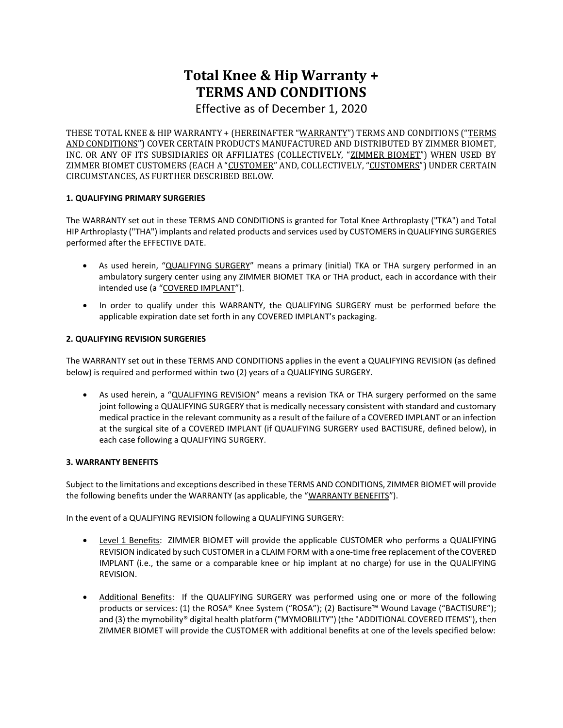# Total Knee & Hip Warranty +
# TERMS AND CONDITIONS

Effective as of December 1, 2020

THESE TOTAL KNEE & HIP WARRANTY + (HEREINAFTER "WARRANTY") TERMS AND CONDITIONS ("TERMS AND CONDITIONS") COVER CERTAIN PRODUCTS MANUFACTURED AND DISTRIBUTED BY ZIMMER BIOMET, INC. OR ANY OF ITS SUBSIDIARIES OR AFFILIATES (COLLECTIVELY, "ZIMMER BIOMET") WHEN USED BY ZIMMER BIOMET CUSTOMERS (EACH A "CUSTOMER" AND, COLLECTIVELY, "CUSTOMERS") UNDER CERTAIN CIRCUMSTANCES, AS FURTHER DESCRIBED BELOW.

**1. QUALIFYING PRIMARY SURGERIES**

The WARRANTY set out in these TERMS AND CONDITIONS is granted for Total Knee Arthroplasty ("TKA") and Total HIP Arthroplasty ("THA") implants and related products and services used by CUSTOMERS in QUALIFYING SURGERIES performed after the EFFECTIVE DATE.

- As used herein, "QUALIFYING SURGERY" means a primary (initial) TKA or THA surgery performed in an ambulatory surgery center using any ZIMMER BIOMET TKA or THA product, each in accordance with their intended use (a "COVERED IMPLANT").
- In order to qualify under this WARRANTY, the QUALIFYING SURGERY must be performed before the applicable expiration date set forth in any COVERED IMPLANT's packaging.

**2. QUALIFYING REVISION SURGERIES**

The WARRANTY set out in these TERMS AND CONDITIONS applies in the event a QUALIFYING REVISION (as defined below) is required and performed within two (2) years of a QUALIFYING SURGERY.

- As used herein, a "QUALIFYING REVISION" means a revision TKA or THA surgery performed on the same joint following a QUALIFYING SURGERY that is medically necessary consistent with standard and customary medical practice in the relevant community as a result of the failure of a COVERED IMPLANT or an infection at the surgical site of a COVERED IMPLANT (if QUALIFYING SURGERY used BACTISURE, defined below), in each case following a QUALIFYING SURGERY.

**3. WARRANTY BENEFITS**

Subject to the limitations and exceptions described in these TERMS AND CONDITIONS, ZIMMER BIOMET will provide the following benefits under the WARRANTY (as applicable, the "WARRANTY BENEFITS").

In the event of a QUALIFYING REVISION following a QUALIFYING SURGERY:

- Level 1 Benefits: ZIMMER BIOMET will provide the applicable CUSTOMER who performs a QUALIFYING REVISION indicated by such CUSTOMER in a CLAIM FORM with a one-time free replacement of the COVERED IMPLANT (i.e., the same or a comparable knee or hip implant at no charge) for use in the QUALIFYING REVISION.
- Additional Benefits: If the QUALIFYING SURGERY was performed using one or more of the following products or services: (1) the ROSA® Knee System ("ROSA"); (2) Bactisure™ Wound Lavage ("BACTISURE"); and (3) the mymobility® digital health platform ("MYMOBILITY") (the "ADDITIONAL COVERED ITEMS"), then ZIMMER BIOMET will provide the CUSTOMER with additional benefits at one of the levels specified below: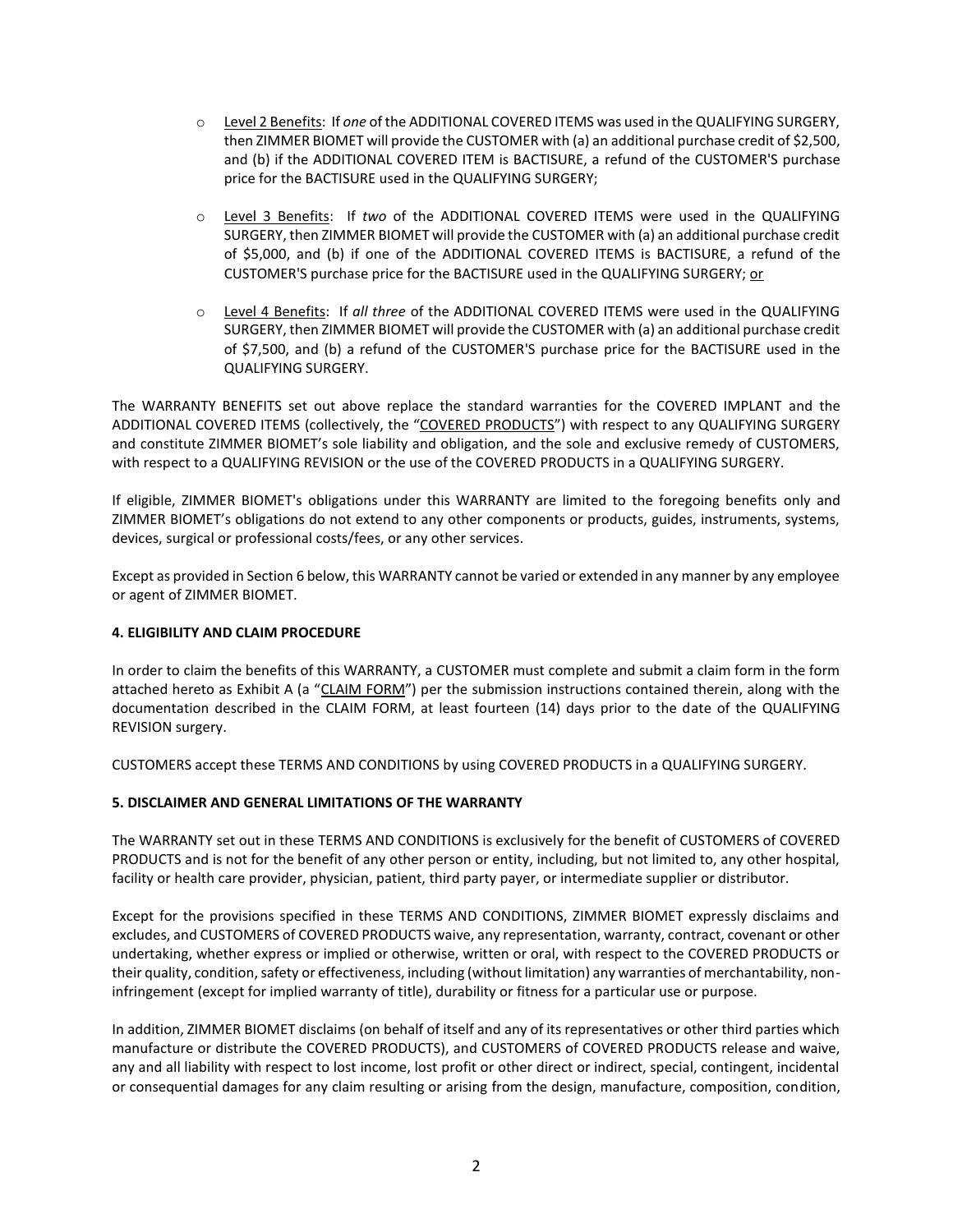- <u>Level 2 Benefits</u>: If *one* of the ADDITIONAL COVERED ITEMS was used in the QUALIFYING SURGERY, then ZIMMER BIOMET will provide the CUSTOMER with (a) an additional purchase credit of $2,500, and (b) if the ADDITIONAL COVERED ITEM is BACTISURE, a refund of the CUSTOMER'S purchase price for the BACTISURE used in the QUALIFYING SURGERY;

- <u>Level 3 Benefits</u>: If *two* of the ADDITIONAL COVERED ITEMS were used in the QUALIFYING SURGERY, then ZIMMER BIOMET will provide the CUSTOMER with (a) an additional purchase credit of $5,000, and (b) if one of the ADDITIONAL COVERED ITEMS is BACTISURE, a refund of the CUSTOMER'S purchase price for the BACTISURE used in the QUALIFYING SURGERY; <u>or</u>

- <u>Level 4 Benefits</u>: If *all three* of the ADDITIONAL COVERED ITEMS were used in the QUALIFYING SURGERY, then ZIMMER BIOMET will provide the CUSTOMER with (a) an additional purchase credit of $7,500, and (b) a refund of the CUSTOMER'S purchase price for the BACTISURE used in the QUALIFYING SURGERY.

The WARRANTY BENEFITS set out above replace the standard warranties for the COVERED IMPLANT and the ADDITIONAL COVERED ITEMS (collectively, the "<u>COVERED PRODUCTS</u>") with respect to any QUALIFYING SURGERY and constitute ZIMMER BIOMET's sole liability and obligation, and the sole and exclusive remedy of CUSTOMERS, with respect to a QUALIFYING REVISION or the use of the COVERED PRODUCTS in a QUALIFYING SURGERY.

If eligible, ZIMMER BIOMET's obligations under this WARRANTY are limited to the foregoing benefits only and ZIMMER BIOMET's obligations do not extend to any other components or products, guides, instruments, systems, devices, surgical or professional costs/fees, or any other services.

Except as provided in Section 6 below, this WARRANTY cannot be varied or extended in any manner by any employee or agent of ZIMMER BIOMET.

**4. ELIGIBILITY AND CLAIM PROCEDURE**

In order to claim the benefits of this WARRANTY, a CUSTOMER must complete and submit a claim form in the form attached hereto as Exhibit A (a "<u>CLAIM FORM</u>") per the submission instructions contained therein, along with the documentation described in the CLAIM FORM, at least fourteen (14) days prior to the date of the QUALIFYING REVISION surgery.

CUSTOMERS accept these TERMS AND CONDITIONS by using COVERED PRODUCTS in a QUALIFYING SURGERY.

**5. DISCLAIMER AND GENERAL LIMITATIONS OF THE WARRANTY**

The WARRANTY set out in these TERMS AND CONDITIONS is exclusively for the benefit of CUSTOMERS of COVERED PRODUCTS and is not for the benefit of any other person or entity, including, but not limited to, any other hospital, facility or health care provider, physician, patient, third party payer, or intermediate supplier or distributor.

Except for the provisions specified in these TERMS AND CONDITIONS, ZIMMER BIOMET expressly disclaims and excludes, and CUSTOMERS of COVERED PRODUCTS waive, any representation, warranty, contract, covenant or other undertaking, whether express or implied or otherwise, written or oral, with respect to the COVERED PRODUCTS or their quality, condition, safety or effectiveness, including (without limitation) any warranties of merchantability, non-infringement (except for implied warranty of title), durability or fitness for a particular use or purpose.

In addition, ZIMMER BIOMET disclaims (on behalf of itself and any of its representatives or other third parties which manufacture or distribute the COVERED PRODUCTS), and CUSTOMERS of COVERED PRODUCTS release and waive, any and all liability with respect to lost income, lost profit or other direct or indirect, special, contingent, incidental or consequential damages for any claim resulting or arising from the design, manufacture, composition, condition,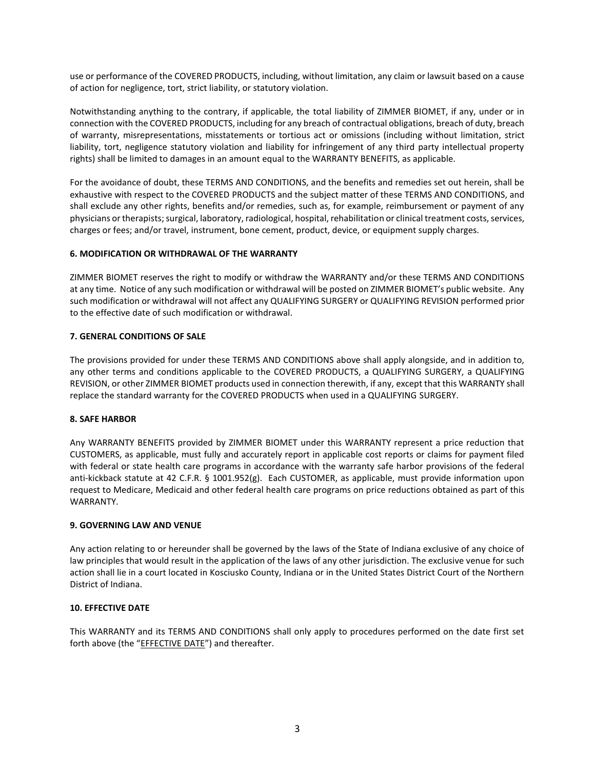use or performance of the COVERED PRODUCTS, including, without limitation, any claim or lawsuit based on a cause of action for negligence, tort, strict liability, or statutory violation.

Notwithstanding anything to the contrary, if applicable, the total liability of ZIMMER BIOMET, if any, under or in connection with the COVERED PRODUCTS, including for any breach of contractual obligations, breach of duty, breach of warranty, misrepresentations, misstatements or tortious act or omissions (including without limitation, strict liability, tort, negligence statutory violation and liability for infringement of any third party intellectual property rights) shall be limited to damages in an amount equal to the WARRANTY BENEFITS, as applicable.

For the avoidance of doubt, these TERMS AND CONDITIONS, and the benefits and remedies set out herein, shall be exhaustive with respect to the COVERED PRODUCTS and the subject matter of these TERMS AND CONDITIONS, and shall exclude any other rights, benefits and/or remedies, such as, for example, reimbursement or payment of any physicians or therapists; surgical, laboratory, radiological, hospital, rehabilitation or clinical treatment costs, services, charges or fees; and/or travel, instrument, bone cement, product, device, or equipment supply charges.

**6. MODIFICATION OR WITHDRAWAL OF THE WARRANTY**

ZIMMER BIOMET reserves the right to modify or withdraw the WARRANTY and/or these TERMS AND CONDITIONS at any time. Notice of any such modification or withdrawal will be posted on ZIMMER BIOMET's public website. Any such modification or withdrawal will not affect any QUALIFYING SURGERY or QUALIFYING REVISION performed prior to the effective date of such modification or withdrawal.

**7. GENERAL CONDITIONS OF SALE**

The provisions provided for under these TERMS AND CONDITIONS above shall apply alongside, and in addition to, any other terms and conditions applicable to the COVERED PRODUCTS, a QUALIFYING SURGERY, a QUALIFYING REVISION, or other ZIMMER BIOMET products used in connection therewith, if any, except that this WARRANTY shall replace the standard warranty for the COVERED PRODUCTS when used in a QUALIFYING SURGERY.

**8. SAFE HARBOR**

Any WARRANTY BENEFITS provided by ZIMMER BIOMET under this WARRANTY represent a price reduction that CUSTOMERS, as applicable, must fully and accurately report in applicable cost reports or claims for payment filed with federal or state health care programs in accordance with the warranty safe harbor provisions of the federal anti-kickback statute at 42 C.F.R. § 1001.952(g). Each CUSTOMER, as applicable, must provide information upon request to Medicare, Medicaid and other federal health care programs on price reductions obtained as part of this WARRANTY.

**9. GOVERNING LAW AND VENUE**

Any action relating to or hereunder shall be governed by the laws of the State of Indiana exclusive of any choice of law principles that would result in the application of the laws of any other jurisdiction. The exclusive venue for such action shall lie in a court located in Kosciusko County, Indiana or in the United States District Court of the Northern District of Indiana.

**10. EFFECTIVE DATE**

This WARRANTY and its TERMS AND CONDITIONS shall only apply to procedures performed on the date first set forth above (the "EFFECTIVE DATE") and thereafter.